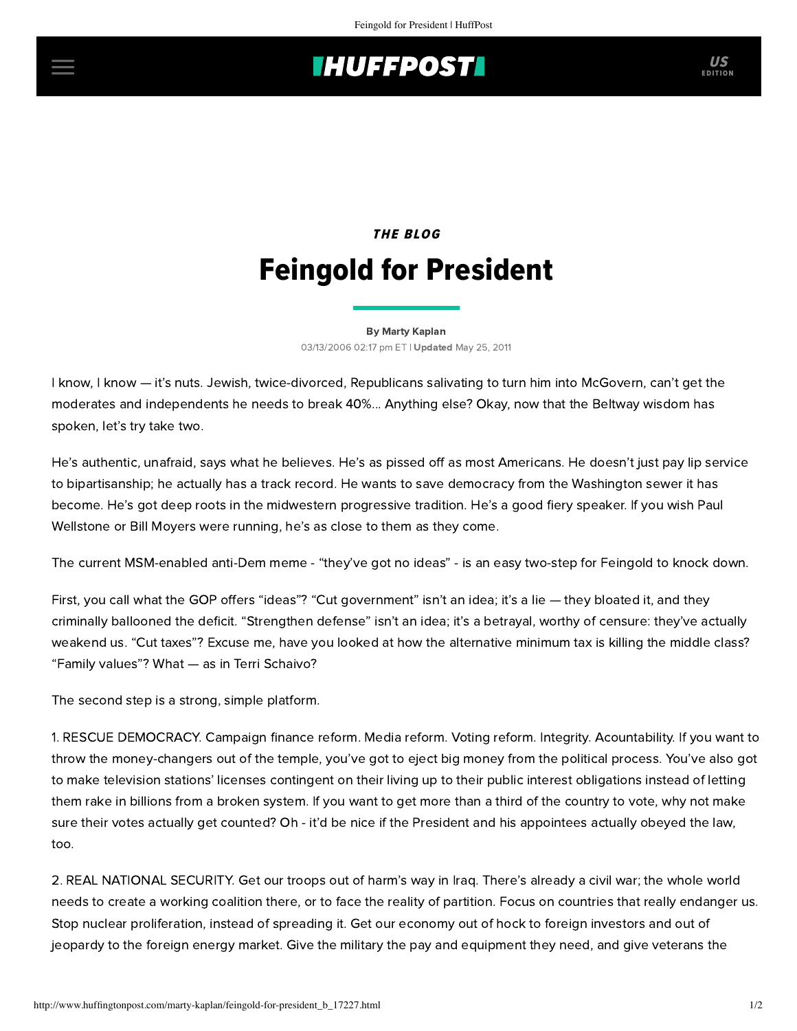*THE BLOG*

# Feingold for President

By Marty Kaplan

03/13/2006 02:17 pm ET | **Updated** May 25, 2011

I know, I know — it's nuts. Jewish, twice-divorced, Republicans salivating to turn him into McGovern, can't get the moderates and independents he needs to break 40%... Anything else? Okay, now that the Beltway wisdom has spoken, let's try take two.

He's authentic, unafraid, says what he believes. He's as pissed off as most Americans. He doesn't just pay lip service to bipartisanship; he actually has a track record. He wants to save democracy from the Washington sewer it has become. He's got deep roots in the midwestern progressive tradition. He's a good fiery speaker. If you wish Paul Wellstone or Bill Moyers were running, he's as close to them as they come.

The current MSM-enabled anti-Dem meme - "they've got no ideas" - is an easy two-step for Feingold to knock down.

First, you call what the GOP offers "ideas"? "Cut government" isn't an idea; it's a lie — they bloated it, and they criminally ballooned the deficit. "Strengthen defense" isn't an idea; it's a betrayal, worthy of censure: they've actually weakend us. "Cut taxes"? Excuse me, have you looked at how the alternative minimum tax is killing the middle class? "Family values"? What — as in Terri Schaivo?

The second step is a strong, simple platform.

1. RESCUE DEMOCRACY. Campaign finance reform. Media reform. Voting reform. Integrity. Acountability. If you want to throw the money-changers out of the temple, you've got to eject big money from the political process. You've also got to make television stations' licenses contingent on their living up to their public interest obligations instead of letting them rake in billions from a broken system. If you want to get more than a third of the country to vote, why not make sure their votes actually get counted? Oh - it'd be nice if the President and his appointees actually obeyed the law, too.

2. REAL NATIONAL SECURITY. Get our troops out of harm's way in Iraq. There's already a civil war; the whole world needs to create a working coalition there, or to face the reality of partition. Focus on countries that really endanger us. Stop nuclear proliferation, instead of spreading it. Get our economy out of hock to foreign investors and out of jeopardy to the foreign energy market. Give the military the pay and equipment they need, and give veterans the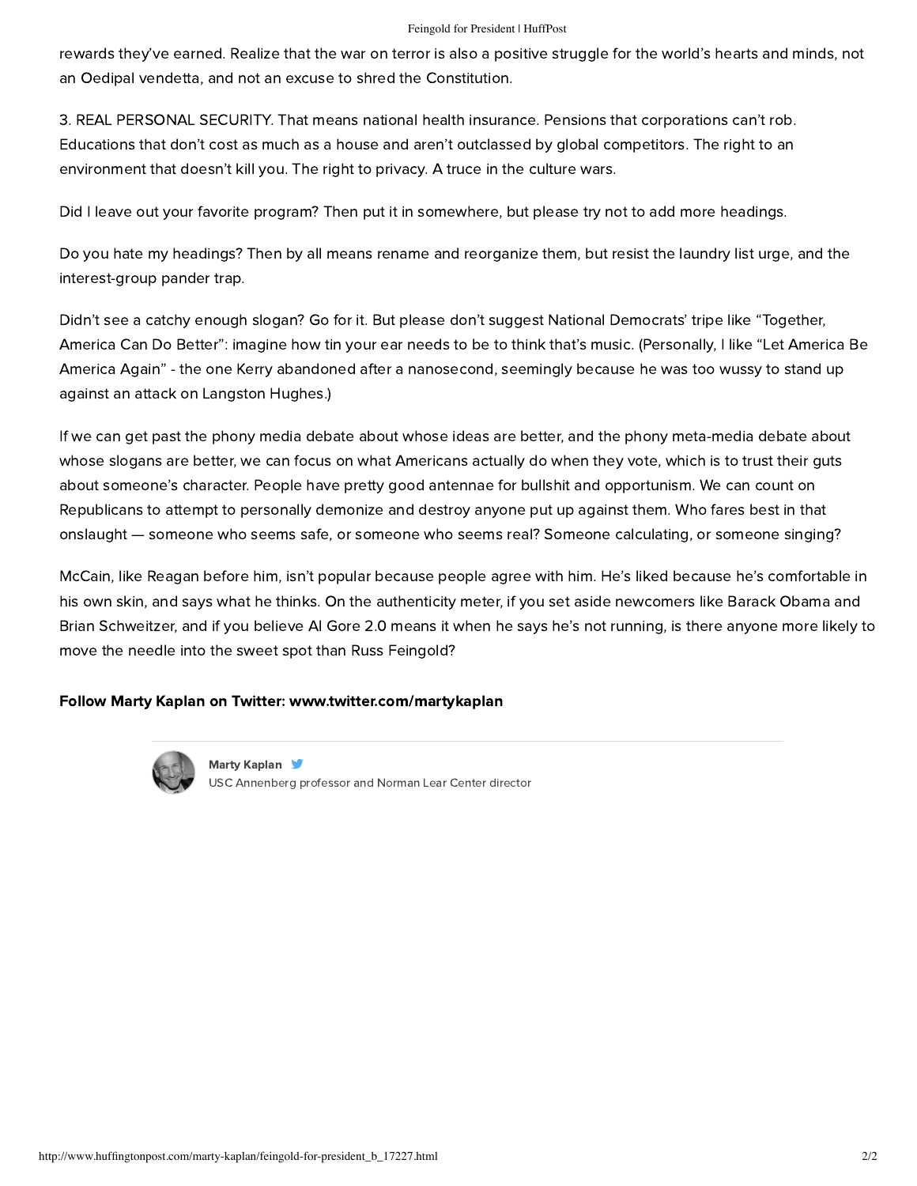rewards they've earned. Realize that the war on terror is also a positive struggle for the world's hearts and minds, not an Oedipal vendetta, and not an excuse to shred the Constitution.

3. REAL PERSONAL SECURITY. That means national health insurance. Pensions that corporations can't rob. Educations that don't cost as much as a house and aren't outclassed by global competitors. The right to an environment that doesn't kill you. The right to privacy. A truce in the culture wars.

Did I leave out your favorite program? Then put it in somewhere, but please try not to add more headings.

Do you hate my headings? Then by all means rename and reorganize them, but resist the laundry list urge, and the interest-group pander trap.

Didn't see a catchy enough slogan? Go for it. But please don't suggest National Democrats' tripe like "Together, America Can Do Better": imagine how tin your ear needs to be to think that's music. (Personally, I like "Let America Be America Again" - the one Kerry abandoned after a nanosecond, seemingly because he was too wussy to stand up against an attack on Langston Hughes.)

If we can get past the phony media debate about whose ideas are better, and the phony meta-media debate about whose slogans are better, we can focus on what Americans actually do when they vote, which is to trust their guts about someone's character. People have pretty good antennae for bullshit and opportunism. We can count on Republicans to attempt to personally demonize and destroy anyone put up against them. Who fares best in that onslaught — someone who seems safe, or someone who seems real? Someone calculating, or someone singing?

McCain, like Reagan before him, isn't popular because people agree with him. He's liked because he's comfortable in his own skin, and says what he thinks. On the authenticity meter, if you set aside newcomers like Barack Obama and Brian Schweitzer, and if you believe Al Gore 2.0 means it when he says he's not running, is there anyone more likely to move the needle into the sweet spot than Russ Feingold?

**Follow Marty Kaplan on Twitter: www.twitter.com/martykaplan**

**Marty Kaplan**

USC Annenberg professor and Norman Lear Center director